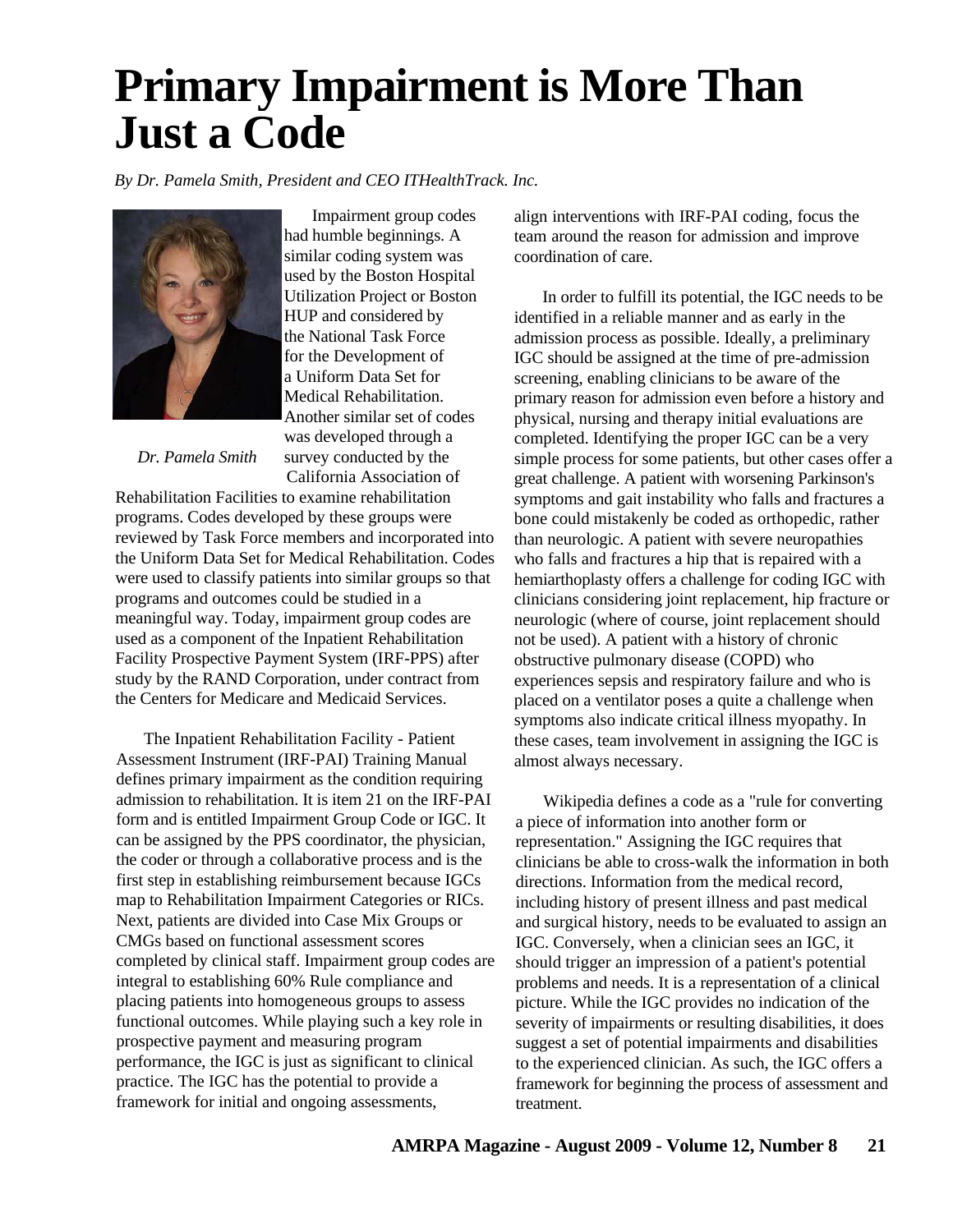# Primary Impairment is More Than Just a Code

*By Dr. Pamela Smith, President and CEO ITHealthTrack. Inc.*

*Dr. Pamela Smith*

Impairment group codes had humble beginnings. A similar coding system was used by the Boston Hospital Utilization Project or Boston HUP and considered by the National Task Force for the Development of a Uniform Data Set for Medical Rehabilitation. Another similar set of codes was developed through a survey conducted by the California Association of Rehabilitation Facilities to examine rehabilitation programs. Codes developed by these groups were reviewed by Task Force members and incorporated into the Uniform Data Set for Medical Rehabilitation. Codes were used to classify patients into similar groups so that programs and outcomes could be studied in a meaningful way. Today, impairment group codes are used as a component of the Inpatient Rehabilitation Facility Prospective Payment System (IRF-PPS) after study by the RAND Corporation, under contract from the Centers for Medicare and Medicaid Services.

The Inpatient Rehabilitation Facility - Patient Assessment Instrument (IRF-PAI) Training Manual defines primary impairment as the condition requiring admission to rehabilitation. It is item 21 on the IRF-PAI form and is entitled Impairment Group Code or IGC. It can be assigned by the PPS coordinator, the physician, the coder or through a collaborative process and is the first step in establishing reimbursement because IGCs map to Rehabilitation Impairment Categories or RICs. Next, patients are divided into Case Mix Groups or CMGs based on functional assessment scores completed by clinical staff. Impairment group codes are integral to establishing 60% Rule compliance and placing patients into homogeneous groups to assess functional outcomes. While playing such a key role in prospective payment and measuring program performance, the IGC is just as significant to clinical practice. The IGC has the potential to provide a framework for initial and ongoing assessments, align interventions with IRF-PAI coding, focus the team around the reason for admission and improve coordination of care.

In order to fulfill its potential, the IGC needs to be identified in a reliable manner and as early in the admission process as possible. Ideally, a preliminary IGC should be assigned at the time of pre-admission screening, enabling clinicians to be aware of the primary reason for admission even before a history and physical, nursing and therapy initial evaluations are completed. Identifying the proper IGC can be a very simple process for some patients, but other cases offer a great challenge. A patient with worsening Parkinson's symptoms and gait instability who falls and fractures a bone could mistakenly be coded as orthopedic, rather than neurologic. A patient with severe neuropathies who falls and fractures a hip that is repaired with a hemiarthoplasty offers a challenge for coding IGC with clinicians considering joint replacement, hip fracture or neurologic (where of course, joint replacement should not be used). A patient with a history of chronic obstructive pulmonary disease (COPD) who experiences sepsis and respiratory failure and who is placed on a ventilator poses a quite a challenge when symptoms also indicate critical illness myopathy. In these cases, team involvement in assigning the IGC is almost always necessary.

Wikipedia defines a code as a "rule for converting a piece of information into another form or representation." Assigning the IGC requires that clinicians be able to cross-walk the information in both directions. Information from the medical record, including history of present illness and past medical and surgical history, needs to be evaluated to assign an IGC. Conversely, when a clinician sees an IGC, it should trigger an impression of a patient's potential problems and needs. It is a representation of a clinical picture. While the IGC provides no indication of the severity of impairments or resulting disabilities, it does suggest a set of potential impairments and disabilities to the experienced clinician. As such, the IGC offers a framework for beginning the process of assessment and treatment.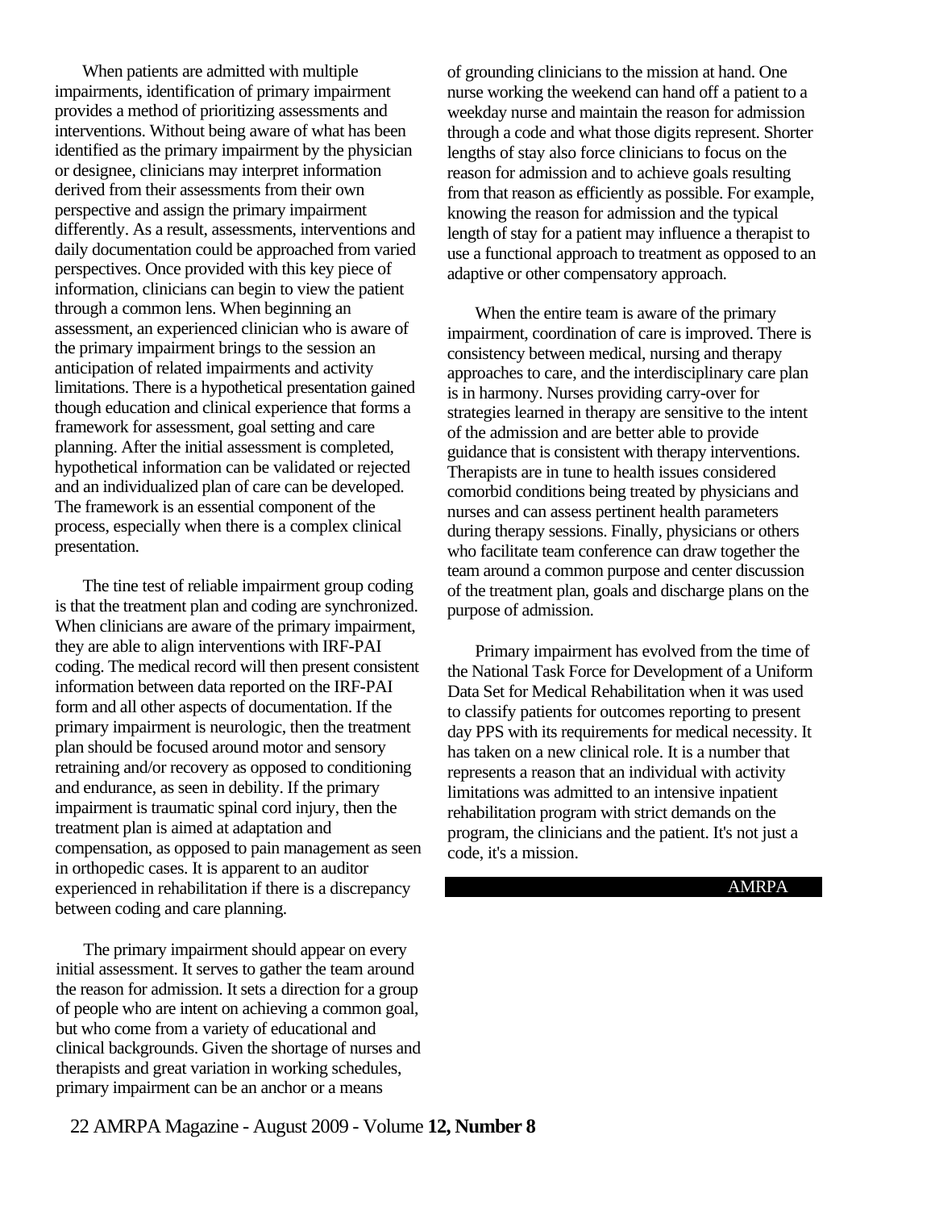When patients are admitted with multiple impairments, identification of primary impairment provides a method of prioritizing assessments and interventions. Without being aware of what has been identified as the primary impairment by the physician or designee, clinicians may interpret information derived from their assessments from their own perspective and assign the primary impairment differently. As a result, assessments, interventions and daily documentation could be approached from varied perspectives. Once provided with this key piece of information, clinicians can begin to view the patient through a common lens. When beginning an assessment, an experienced clinician who is aware of the primary impairment brings to the session an anticipation of related impairments and activity limitations. There is a hypothetical presentation gained though education and clinical experience that forms a framework for assessment, goal setting and care planning. After the initial assessment is completed, hypothetical information can be validated or rejected and an individualized plan of care can be developed. The framework is an essential component of the process, especially when there is a complex clinical presentation.

The tine test of reliable impairment group coding is that the treatment plan and coding are synchronized. When clinicians are aware of the primary impairment, they are able to align interventions with IRF-PAI coding. The medical record will then present consistent information between data reported on the IRF-PAI form and all other aspects of documentation. If the primary impairment is neurologic, then the treatment plan should be focused around motor and sensory retraining and/or recovery as opposed to conditioning and endurance, as seen in debility. If the primary impairment is traumatic spinal cord injury, then the treatment plan is aimed at adaptation and compensation, as opposed to pain management as seen in orthopedic cases. It is apparent to an auditor experienced in rehabilitation if there is a discrepancy between coding and care planning.

The primary impairment should appear on every initial assessment. It serves to gather the team around the reason for admission. It sets a direction for a group of people who are intent on achieving a common goal, but who come from a variety of educational and clinical backgrounds. Given the shortage of nurses and therapists and great variation in working schedules, primary impairment can be an anchor or a means of grounding clinicians to the mission at hand. One nurse working the weekend can hand off a patient to a weekday nurse and maintain the reason for admission through a code and what those digits represent. Shorter lengths of stay also force clinicians to focus on the reason for admission and to achieve goals resulting from that reason as efficiently as possible. For example, knowing the reason for admission and the typical length of stay for a patient may influence a therapist to use a functional approach to treatment as opposed to an adaptive or other compensatory approach.

When the entire team is aware of the primary impairment, coordination of care is improved. There is consistency between medical, nursing and therapy approaches to care, and the interdisciplinary care plan is in harmony. Nurses providing carry-over for strategies learned in therapy are sensitive to the intent of the admission and are better able to provide guidance that is consistent with therapy interventions. Therapists are in tune to health issues considered comorbid conditions being treated by physicians and nurses and can assess pertinent health parameters during therapy sessions. Finally, physicians or others who facilitate team conference can draw together the team around a common purpose and center discussion of the treatment plan, goals and discharge plans on the purpose of admission.

Primary impairment has evolved from the time of the National Task Force for Development of a Uniform Data Set for Medical Rehabilitation when it was used to classify patients for outcomes reporting to present day PPS with its requirements for medical necessity. It has taken on a new clinical role. It is a number that represents a reason that an individual with activity limitations was admitted to an intensive inpatient rehabilitation program with strict demands on the program, the clinicians and the patient. It's not just a code, it's a mission.

AMRPA